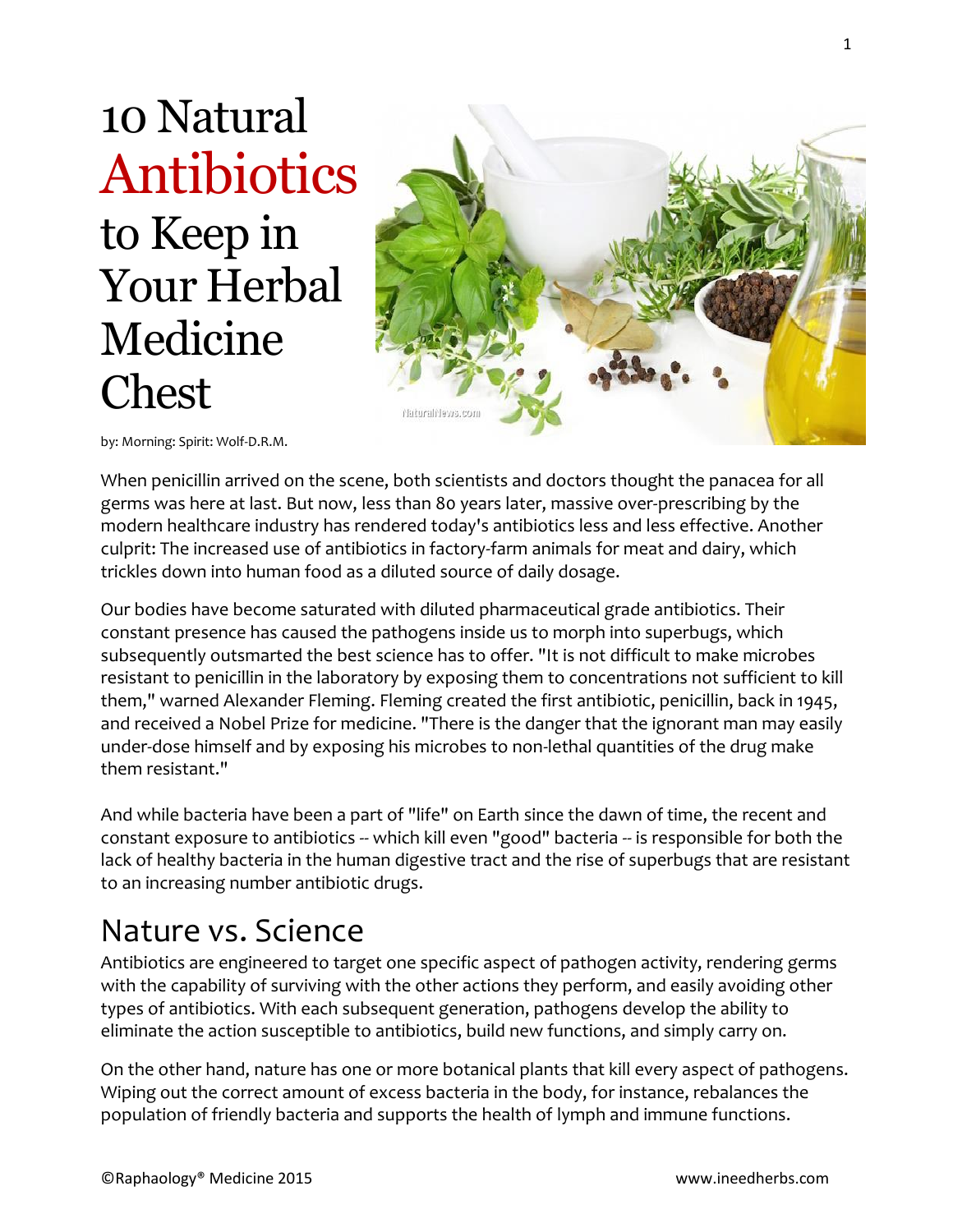# 10 Natural Antibiotics to Keep in Your Herbal Medicine Chest

by: Morning: Spirit: Wolf-D.R.M.

When penicillin arrived on the scene, both scientists and doctors thought the panacea for all germs was here at last. But now, less than 80 years later, massive over-prescribing by the modern healthcare industry has rendered today's antibiotics less and less effective. Another culprit: The increased use of antibiotics in factory-farm animals for meat and dairy, which trickles down into human food as a diluted source of daily dosage.

Our bodies have become saturated with diluted pharmaceutical grade antibiotics. Their constant presence has caused the pathogens inside us to morph into superbugs, which subsequently outsmarted the best science has to offer. "It is not difficult to make microbes resistant to penicillin in the laboratory by exposing them to concentrations not sufficient to kill them," warned Alexander Fleming. Fleming created the first antibiotic, penicillin, back in 1945, and received a Nobel Prize for medicine. "There is the danger that the ignorant man may easily under-dose himself and by exposing his microbes to non-lethal quantities of the drug make them resistant."

And while bacteria have been a part of "life" on Earth since the dawn of time, the recent and constant exposure to antibiotics -- which kill even "good" bacteria -- is responsible for both the lack of healthy bacteria in the human digestive tract and the rise of superbugs that are resistant to an increasing number antibiotic drugs.

## Nature vs. Science

Antibiotics are engineered to target one specific aspect of pathogen activity, rendering germs with the capability of surviving with the other actions they perform, and easily avoiding other types of antibiotics. With each subsequent generation, pathogens develop the ability to eliminate the action susceptible to antibiotics, build new functions, and simply carry on.

On the other hand, nature has one or more botanical plants that kill every aspect of pathogens. Wiping out the correct amount of excess bacteria in the body, for instance, rebalances the population of friendly bacteria and supports the health of lymph and immune functions.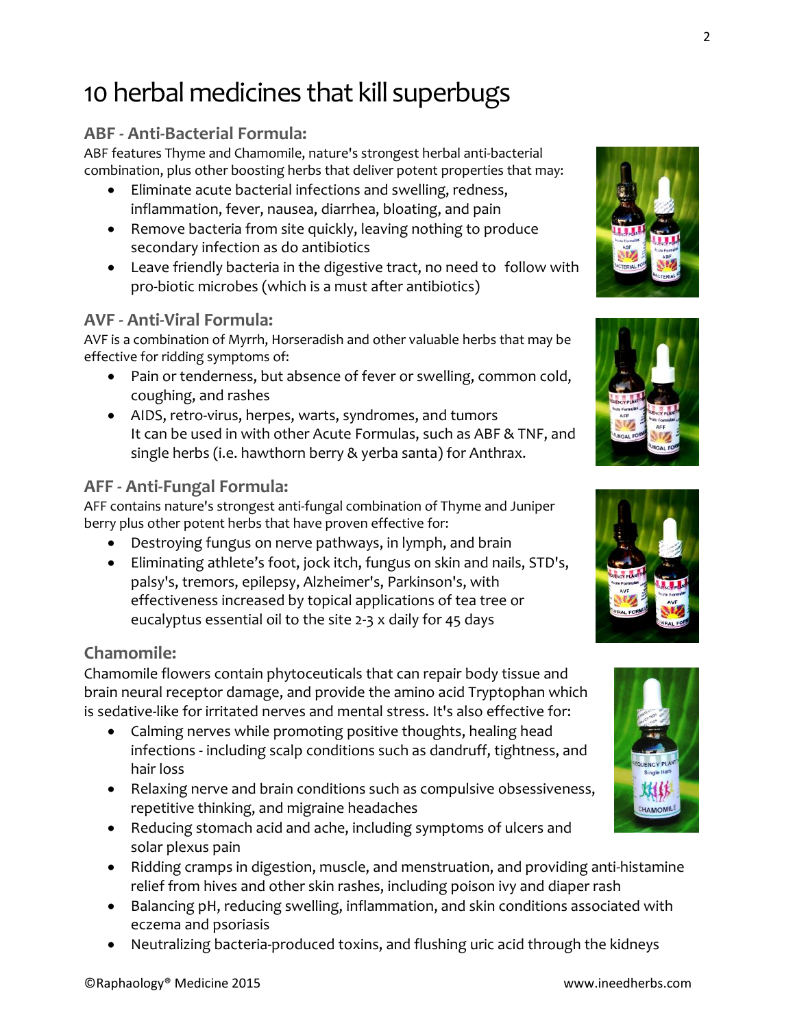# 10 herbal medicines that kill superbugs

### ABF - Anti-Bacterial Formula:

ABF features Thyme and Chamomile, nature's strongest herbal anti-bacterial combination, plus other boosting herbs that deliver potent properties that may:

- Eliminate acute bacterial infections and swelling, redness, inflammation, fever, nausea, diarrhea, bloating, and pain
- Remove bacteria from site quickly, leaving nothing to produce secondary infection as do antibiotics
- Leave friendly bacteria in the digestive tract, no need to follow with pro-biotic microbes (which is a must after antibiotics)

### AVF - Anti-Viral Formula:

AVF is a combination of Myrrh, Horseradish and other valuable herbs that may be effective for ridding symptoms of:

- Pain or tenderness, but absence of fever or swelling, common cold, coughing, and rashes
- AIDS, retro-virus, herpes, warts, syndromes, and tumors
  It can be used in with other Acute Formulas, such as ABF & TNF, and single herbs (i.e. hawthorn berry & yerba santa) for Anthrax.

### AFF - Anti-Fungal Formula:

AFF contains nature's strongest anti-fungal combination of Thyme and Juniper berry plus other potent herbs that have proven effective for:

- Destroying fungus on nerve pathways, in lymph, and brain
- Eliminating athlete's foot, jock itch, fungus on skin and nails, STD's, palsy's, tremors, epilepsy, Alzheimer's, Parkinson's, with effectiveness increased by topical applications of tea tree or eucalyptus essential oil to the site 2-3 x daily for 45 days

### Chamomile:

Chamomile flowers contain phytoceuticals that can repair body tissue and brain neural receptor damage, and provide the amino acid Tryptophan which is sedative-like for irritated nerves and mental stress. It's also effective for:

- Calming nerves while promoting positive thoughts, healing head infections - including scalp conditions such as dandruff, tightness, and hair loss
- Relaxing nerve and brain conditions such as compulsive obsessiveness, repetitive thinking, and migraine headaches
- Reducing stomach acid and ache, including symptoms of ulcers and solar plexus pain
- Ridding cramps in digestion, muscle, and menstruation, and providing anti-histamine relief from hives and other skin rashes, including poison ivy and diaper rash
- Balancing pH, reducing swelling, inflammation, and skin conditions associated with eczema and psoriasis
- Neutralizing bacteria-produced toxins, and flushing uric acid through the kidneys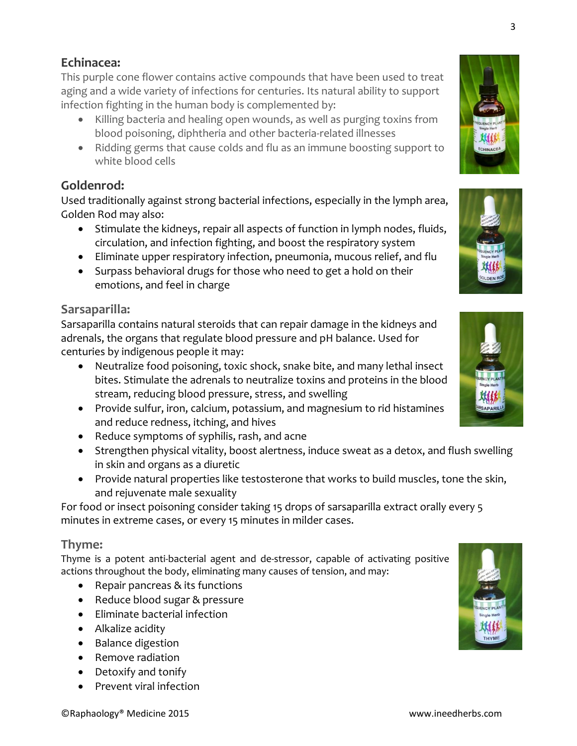## Echinacea:

This purple cone flower contains active compounds that have been used to treat aging and a wide variety of infections for centuries. Its natural ability to support infection fighting in the human body is complemented by:

- Killing bacteria and healing open wounds, as well as purging toxins from blood poisoning, diphtheria and other bacteria-related illnesses
- Ridding germs that cause colds and flu as an immune boosting support to white blood cells

## Goldenrod:

Used traditionally against strong bacterial infections, especially in the lymph area, Golden Rod may also:

- Stimulate the kidneys, repair all aspects of function in lymph nodes, fluids, circulation, and infection fighting, and boost the respiratory system
- Eliminate upper respiratory infection, pneumonia, mucous relief, and flu
- Surpass behavioral drugs for those who need to get a hold on their emotions, and feel in charge

## Sarsaparilla:

Sarsaparilla contains natural steroids that can repair damage in the kidneys and adrenals, the organs that regulate blood pressure and pH balance. Used for centuries by indigenous people it may:

- Neutralize food poisoning, toxic shock, snake bite, and many lethal insect bites. Stimulate the adrenals to neutralize toxins and proteins in the blood stream, reducing blood pressure, stress, and swelling
- Provide sulfur, iron, calcium, potassium, and magnesium to rid histamines and reduce redness, itching, and hives
- Reduce symptoms of syphilis, rash, and acne
- Strengthen physical vitality, boost alertness, induce sweat as a detox, and flush swelling in skin and organs as a diuretic
- Provide natural properties like testosterone that works to build muscles, tone the skin, and rejuvenate male sexuality

For food or insect poisoning consider taking 15 drops of sarsaparilla extract orally every 5 minutes in extreme cases, or every 15 minutes in milder cases.

## Thyme:

Thyme is a potent anti-bacterial agent and de-stressor, capable of activating positive actions throughout the body, eliminating many causes of tension, and may:

- Repair pancreas & its functions
- Reduce blood sugar & pressure
- Eliminate bacterial infection
- Alkalize acidity
- Balance digestion
- Remove radiation
- Detoxify and tonify
- Prevent viral infection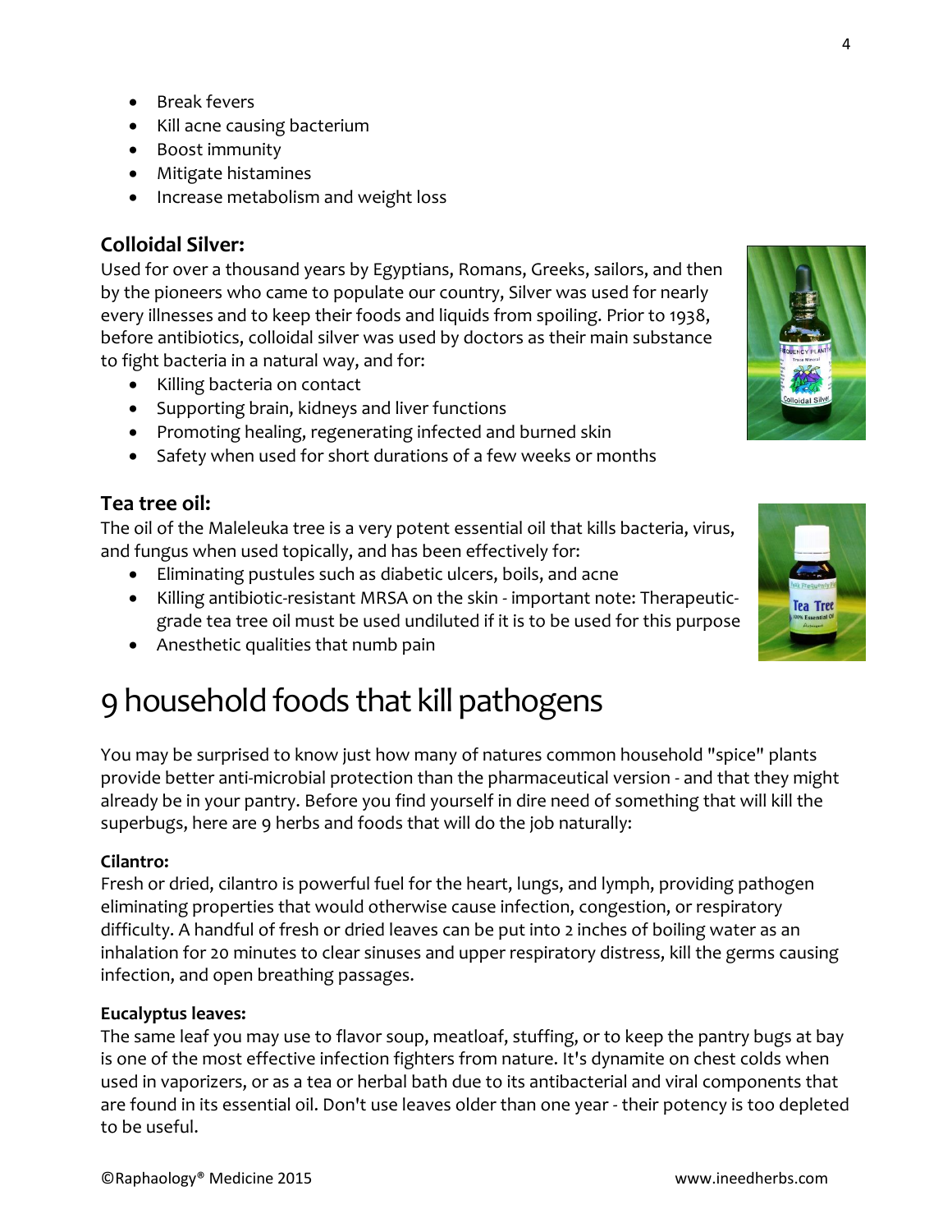- Break fevers
- Kill acne causing bacterium
- Boost immunity
- Mitigate histamines
- Increase metabolism and weight loss

### Colloidal Silver:

Used for over a thousand years by Egyptians, Romans, Greeks, sailors, and then by the pioneers who came to populate our country, Silver was used for nearly every illnesses and to keep their foods and liquids from spoiling. Prior to 1938, before antibiotics, colloidal silver was used by doctors as their main substance to fight bacteria in a natural way, and for:

- Killing bacteria on contact
- Supporting brain, kidneys and liver functions
- Promoting healing, regenerating infected and burned skin
- Safety when used for short durations of a few weeks or months

### Tea tree oil:

The oil of the Maleleuka tree is a very potent essential oil that kills bacteria, virus, and fungus when used topically, and has been effectively for:

- Eliminating pustules such as diabetic ulcers, boils, and acne
- Killing antibiotic-resistant MRSA on the skin - important note: Therapeutic-grade tea tree oil must be used undiluted if it is to be used for this purpose
- Anesthetic qualities that numb pain

# 9 household foods that kill pathogens

You may be surprised to know just how many of natures common household "spice" plants provide better anti-microbial protection than the pharmaceutical version - and that they might already be in your pantry. Before you find yourself in dire need of something that will kill the superbugs, here are 9 herbs and foods that will do the job naturally:

**Cilantro:**

Fresh or dried, cilantro is powerful fuel for the heart, lungs, and lymph, providing pathogen eliminating properties that would otherwise cause infection, congestion, or respiratory difficulty. A handful of fresh or dried leaves can be put into 2 inches of boiling water as an inhalation for 20 minutes to clear sinuses and upper respiratory distress, kill the germs causing infection, and open breathing passages.

**Eucalyptus leaves:**

The same leaf you may use to flavor soup, meatloaf, stuffing, or to keep the pantry bugs at bay is one of the most effective infection fighters from nature. It's dynamite on chest colds when used in vaporizers, or as a tea or herbal bath due to its antibacterial and viral components that are found in its essential oil. Don't use leaves older than one year - their potency is too depleted to be useful.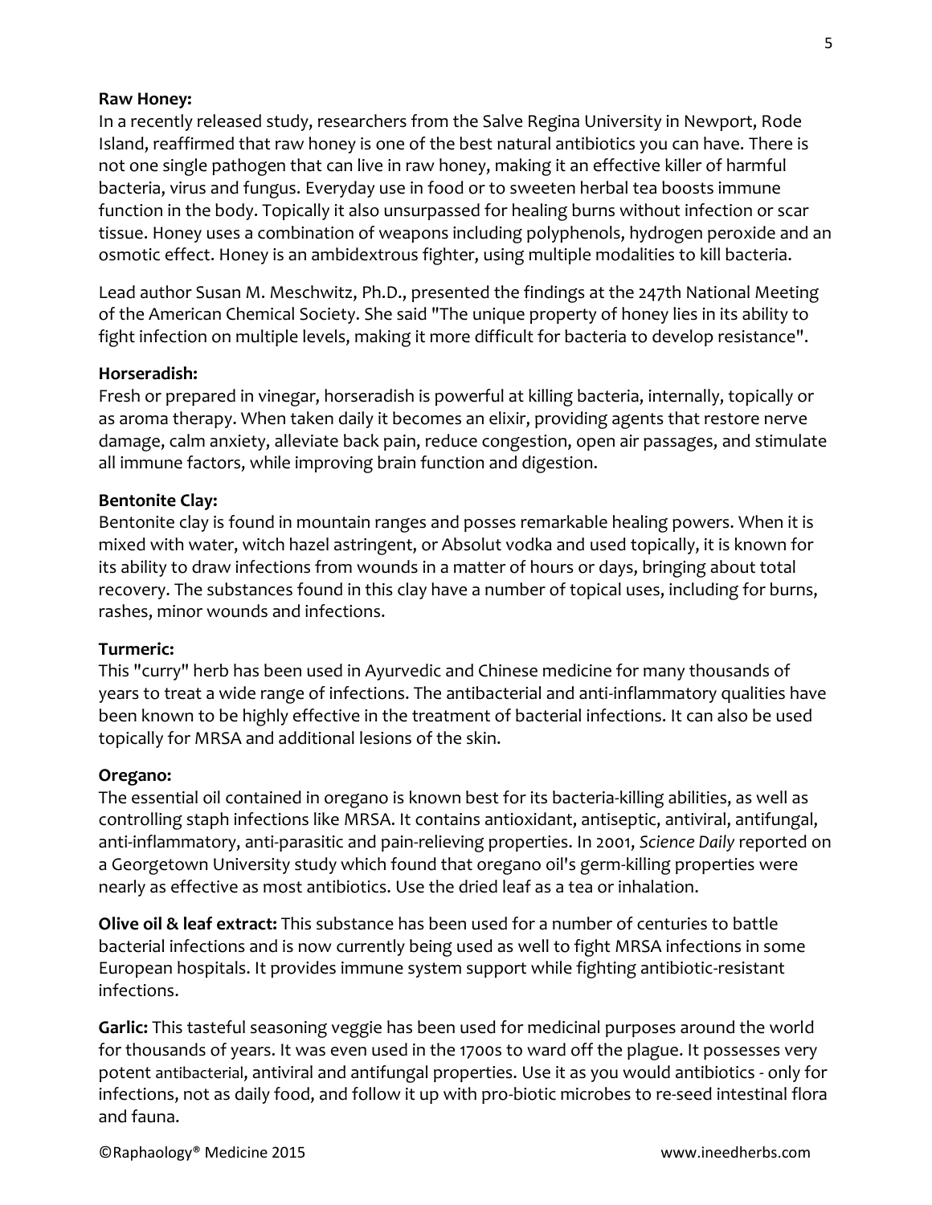**Raw Honey:**
In a recently released study, researchers from the Salve Regina University in Newport, Rode Island, reaffirmed that raw honey is one of the best natural antibiotics you can have. There is not one single pathogen that can live in raw honey, making it an effective killer of harmful bacteria, virus and fungus. Everyday use in food or to sweeten herbal tea boosts immune function in the body. Topically it also unsurpassed for healing burns without infection or scar tissue. Honey uses a combination of weapons including polyphenols, hydrogen peroxide and an osmotic effect. Honey is an ambidextrous fighter, using multiple modalities to kill bacteria.

Lead author Susan M. Meschwitz, Ph.D., presented the findings at the 247th National Meeting of the American Chemical Society. She said "The unique property of honey lies in its ability to fight infection on multiple levels, making it more difficult for bacteria to develop resistance".

**Horseradish:**
Fresh or prepared in vinegar, horseradish is powerful at killing bacteria, internally, topically or as aroma therapy. When taken daily it becomes an elixir, providing agents that restore nerve damage, calm anxiety, alleviate back pain, reduce congestion, open air passages, and stimulate all immune factors, while improving brain function and digestion.

**Bentonite Clay:**
Bentonite clay is found in mountain ranges and posses remarkable healing powers. When it is mixed with water, witch hazel astringent, or Absolut vodka and used topically, it is known for its ability to draw infections from wounds in a matter of hours or days, bringing about total recovery. The substances found in this clay have a number of topical uses, including for burns, rashes, minor wounds and infections.

**Turmeric:**
This "curry" herb has been used in Ayurvedic and Chinese medicine for many thousands of years to treat a wide range of infections. The antibacterial and anti-inflammatory qualities have been known to be highly effective in the treatment of bacterial infections. It can also be used topically for MRSA and additional lesions of the skin.

**Oregano:**
The essential oil contained in oregano is known best for its bacteria-killing abilities, as well as controlling staph infections like MRSA. It contains antioxidant, antiseptic, antiviral, antifungal, anti-inflammatory, anti-parasitic and pain-relieving properties. In 2001, *Science Daily* reported on a Georgetown University study which found that oregano oil's germ-killing properties were nearly as effective as most antibiotics. Use the dried leaf as a tea or inhalation.

**Olive oil & leaf extract:** This substance has been used for a number of centuries to battle bacterial infections and is now currently being used as well to fight MRSA infections in some European hospitals. It provides immune system support while fighting antibiotic-resistant infections.

**Garlic:** This tasteful seasoning veggie has been used for medicinal purposes around the world for thousands of years. It was even used in the 1700s to ward off the plague. It possesses very potent antibacterial, antiviral and antifungal properties. Use it as you would antibiotics - only for infections, not as daily food, and follow it up with pro-biotic microbes to re-seed intestinal flora and fauna.

©Raphaology® Medicine 2015 www.ineedherbs.com